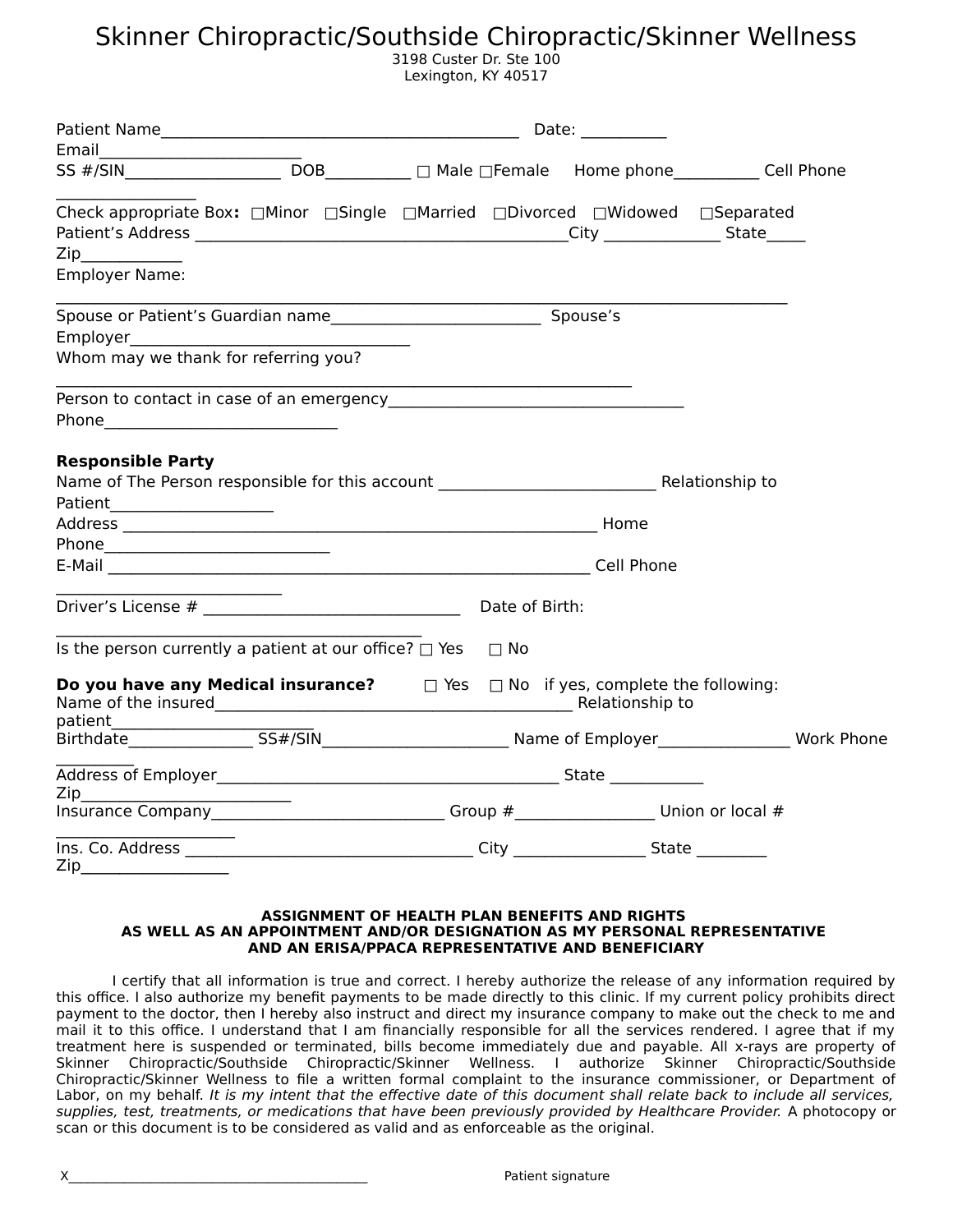# Skinner Chiropractic/Southside Chiropractic/Skinner Wellness

3198 Custer Dr. Ste 100
Lexington, KY 40517

Patient Name_____________________________________________ Date: __________
Email_________________________
SS #/SIN__________________ DOB__________ ☐ Male ☐Female Home phone__________ Cell Phone _________________
Check appropriate Box: ☐Minor ☐Single ☐Married ☐Divorced ☐Widowed ☐Separated
Patient's Address ______________________________________________City ______________ State_____ Zip____________
Employer Name: ___________________________________________________________________________________________
Spouse or Patient's Guardian name__________________________ Spouse's Employer___________________________________
Whom may we thank for referring you? ________________________________________________________________________
Person to contact in case of an emergency_____________________________________
Phone_____________________________

**Responsible Party**

Name of The Person responsible for this account ___________________________ Relationship to Patient____________________
Address _____________________________________________________________ Home Phone____________________________
E-Mail ____________________________________________________________ Cell Phone ____________________________
Driver's License # ________________________________ Date of Birth: ______________________________________________
Is the person currently a patient at our office? ☐ Yes ☐ No

**Do you have any Medical insurance?** ☐ Yes ☐ No if yes, complete the following:
Name of the insured____________________________________________ Relationship to patient_________________________
Birthdate_______________ SS#/SIN_______________________ Name of Employer________________ Work Phone __________
Address of Employer___________________________________________ State ___________ Zip__________________________
Insurance Company____________________________ Group #_________________ Union or local # ______________________
Ins. Co. Address ____________________________________ City ________________ State ________ Zip_________________

**ASSIGNMENT OF HEALTH PLAN BENEFITS AND RIGHTS**
**AS WELL AS AN APPOINTMENT AND/OR DESIGNATION AS MY PERSONAL REPRESENTATIVE**
**AND AN ERISA/PPACA REPRESENTATIVE AND BENEFICIARY**

I certify that all information is true and correct. I hereby authorize the release of any information required by this office. I also authorize my benefit payments to be made directly to this clinic. If my current policy prohibits direct payment to the doctor, then I hereby also instruct and direct my insurance company to make out the check to me and mail it to this office. I understand that I am financially responsible for all the services rendered. I agree that if my treatment here is suspended or terminated, bills become immediately due and payable. All x-rays are property of Skinner Chiropractic/Southside Chiropractic/Skinner Wellness. I authorize Skinner Chiropractic/Southside Chiropractic/Skinner Wellness to file a written formal complaint to the insurance commissioner, or Department of Labor, on my behalf. *It is my intent that the effective date of this document shall relate back to include all services, supplies, test, treatments, or medications that have been previously provided by Healthcare Provider.* A photocopy or scan or this document is to be considered as valid and as enforceable as the original.

X__________________________________________ Patient signature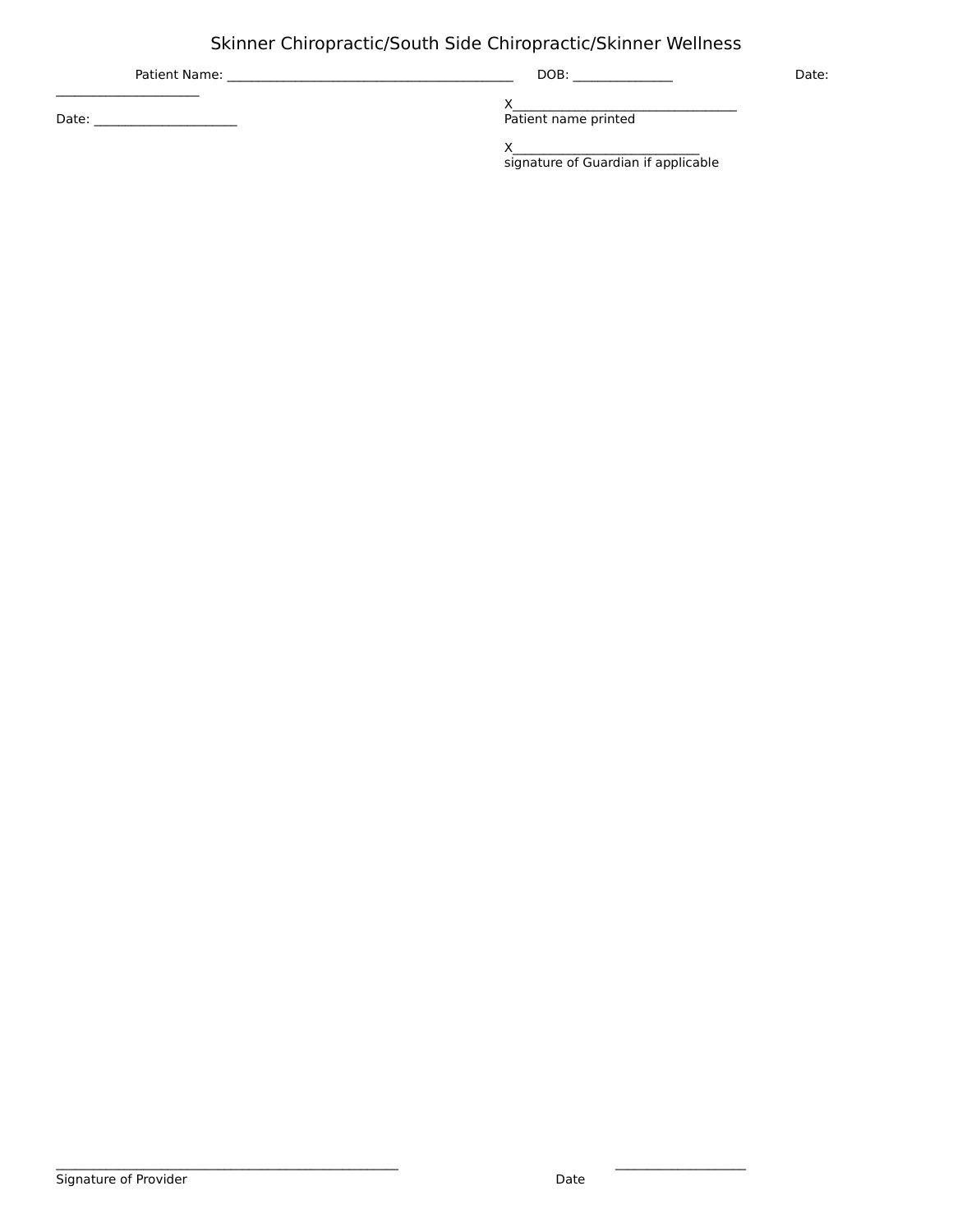# Skinner Chiropractic/South Side Chiropractic/Skinner Wellness

Patient Name: ___________________________________________ DOB: _______________ Date: ______________________

Date: ______________________

X__________________________________
Patient name printed

X____________________________
signature of Guardian if applicable

____________________________________________________
Signature of Provider

____________________
Date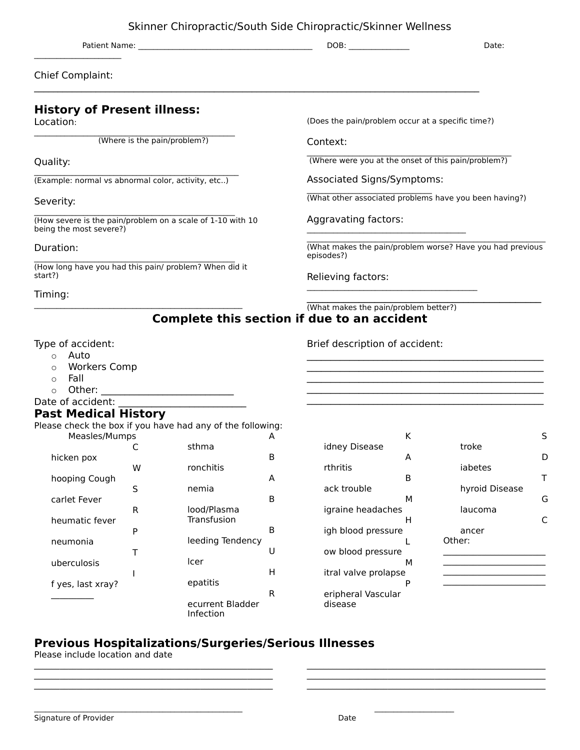Skinner Chiropractic/South Side Chiropractic/Skinner Wellness

Patient Name: ___________________________________________ DOB: _______________ Date: ____________________

Chief Complaint: ___________________________________________________________________________________________

## History of Present illness:

Location: ___________________________________________
(Where is the pain/problem?)

Quality: ___________________________________________
(Example: normal vs abnormal color, activity, etc..)

Severity: ___________________________________________
(How severe is the pain/problem on a scale of 1-10 with 10 being the most severe?)

Duration: ___________________________________________
(How long have you had this pain/ problem? When did it start?)

Timing: ___________________________________________
(Does the pain/problem occur at a specific time?)

Context: ___________________________________________
(Where were you at the onset of this pain/problem?)

Associated Signs/Symptoms: ___________________________
(What other associated problems have you been having?)

Aggravating factors: ___________________________________________
(What makes the pain/problem worse? Have you had previous episodes?)

Relieving factors: ___________________________________________
(What makes the pain/problem better?)

## Complete this section if due to an accident

Type of accident:
- Auto
- Workers Comp
- Fall
- Other: ___________________________

Date of accident: ___________________________

Brief description of accident:
___________________________________________________
___________________________________________________
___________________________________________________
___________________________________________________
___________________________________________________

## Past Medical History

Please check the box if you have had any of the following:

- Measles/Mumps
- Chicken pox
- Whooping Cough
- Scarlet Fever
- Rheumatic fever
- Pneumonia
- Tuberculosis
- If yes, last xray? _________
- Asthma
- Bronchitis
- Anemia
- Blood/Plasma Transfusion
- Bleeding Tendency
- Ulcer
- Hepatitis
- Recurrent Bladder Infection
- Kidney Disease
- Arthritis
- Back trouble
- Migraine headaches
- High blood pressure
- Low blood pressure
- Mitral valve prolapse
- Peripheral Vascular disease
- Stroke
- Diabetes
- Thyroid Disease
- Glaucoma
- Cancer
- Other:
  ________________________
  ________________________
  ________________________
  ________________________

## Previous Hospitalizations/Surgeries/Serious Illnesses

Please include location and date

___________________________________________________ ___________________________________________________
___________________________________________________ ___________________________________________________
___________________________________________________ ___________________________________________________

___________________________________________ Signature of Provider

___________________ Date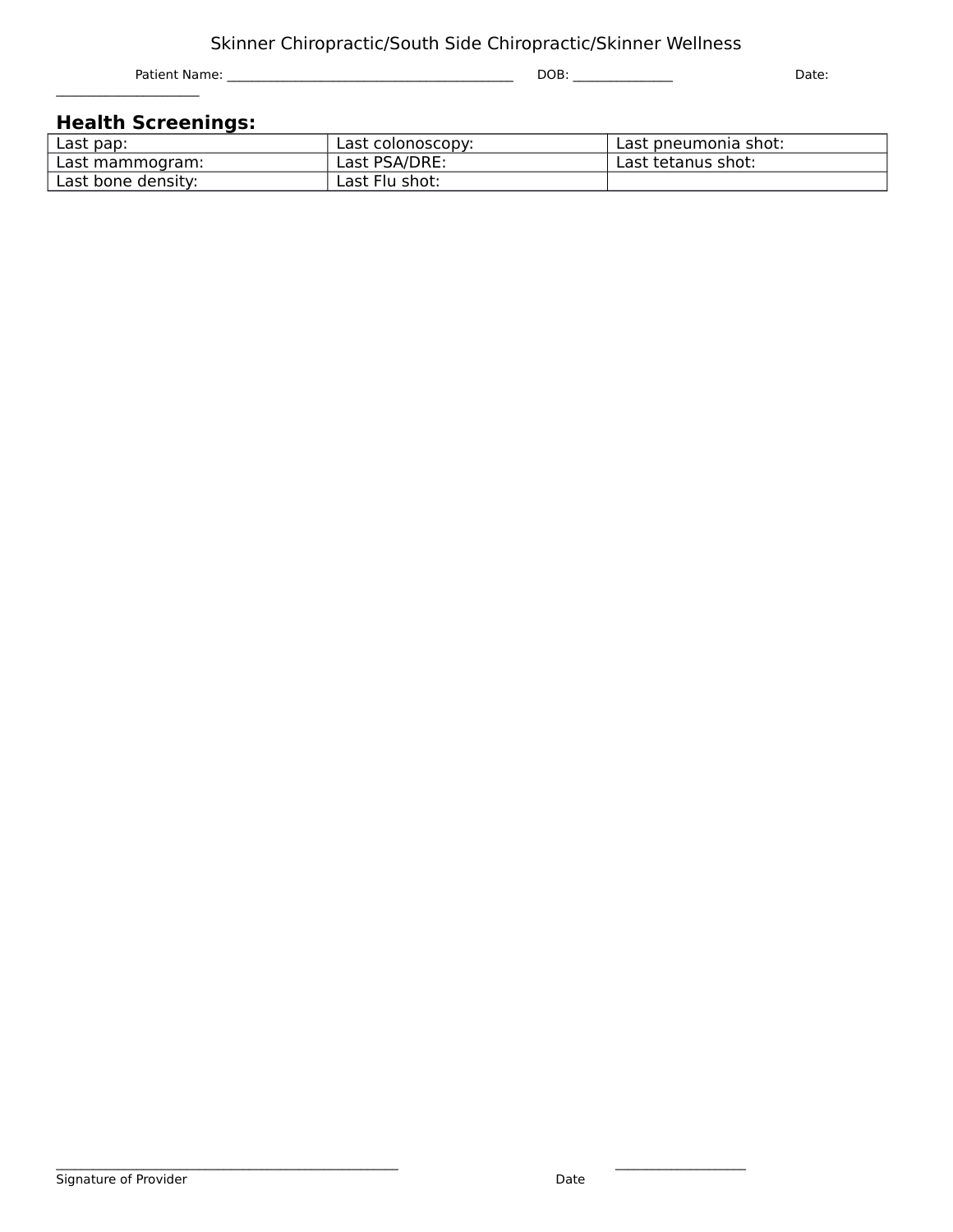Skinner Chiropractic/South Side Chiropractic/Skinner Wellness

Patient Name: ___________________________________________ DOB: _______________ Date: ______________________

## Health Screenings:

| Last pap: | Last colonoscopy: | Last pneumonia shot: |
|---|---|---|
| Last mammogram: | Last PSA/DRE: | Last tetanus shot: |
| Last bone density: | Last Flu shot: | |

_____________________________________________________ ____________________

Signature of Provider Date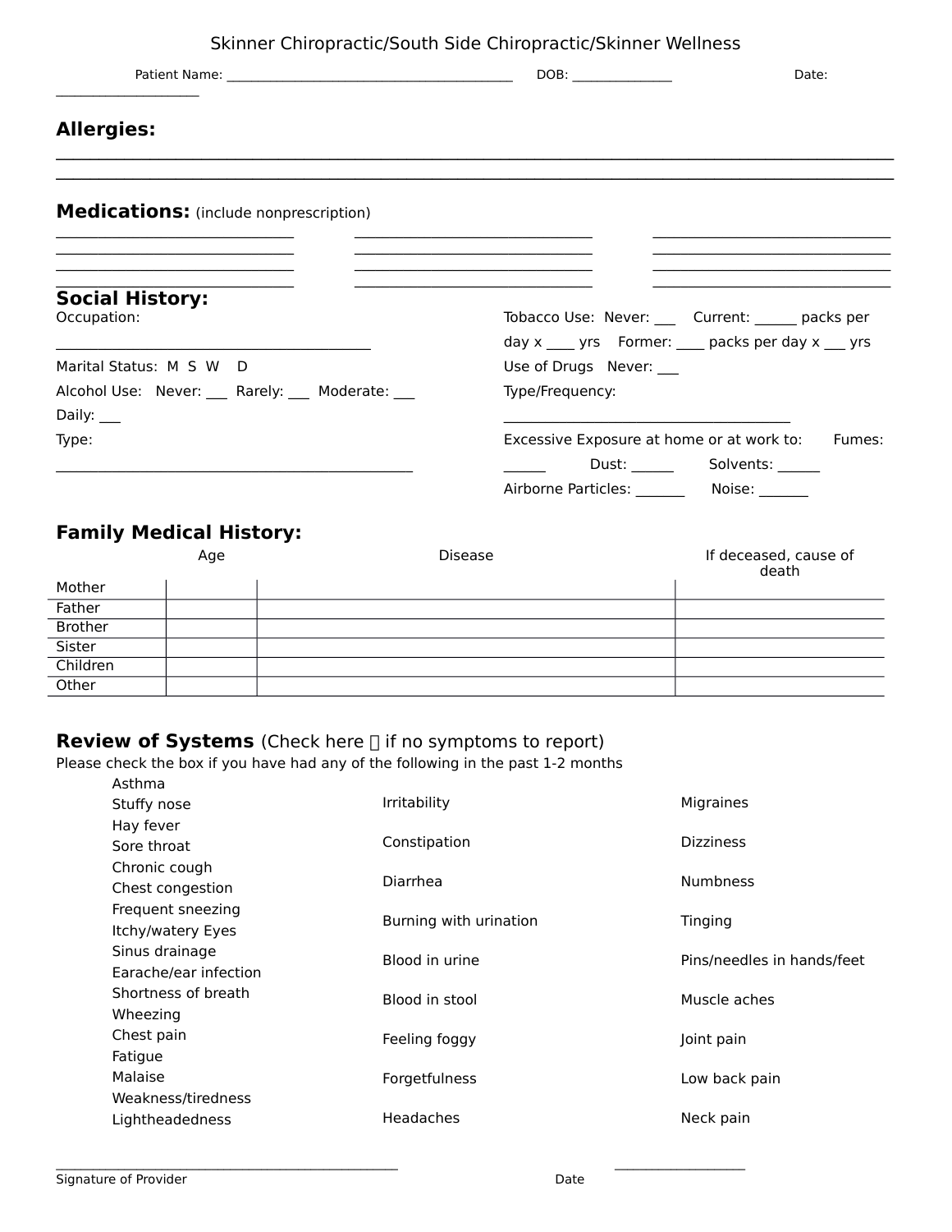Skinner Chiropractic/South Side Chiropractic/Skinner Wellness

Patient Name: ___________________________________________ DOB: ______________ Date: ____________________

## Allergies:

_______________________________________________________________________________________

_______________________________________________________________________________________

## Medications: (include nonprescription)

_______________________________ _______________________________ _______________________________
_______________________________ _______________________________ _______________________________
_______________________________ _______________________________ _______________________________
_______________________________ _______________________________ _______________________________

## Social History:

Occupation:

__________________________________________

Marital Status: M S W D

Alcohol Use: Never: ___ Rarely: ___ Moderate: ___ Daily: ___

Type:

_______________________________________________

Tobacco Use: Never: ___ Current: ______ packs per day x ____ yrs Former: ____ packs per day x ___ yrs

Use of Drugs Never: ___

Type/Frequency:

______________________________________

Excessive Exposure at home or at work to: Fumes: ______ Dust: ______ Solvents: ______ Airborne Particles: _______ Noise: _______

## Family Medical History:

| | Age | Disease | If deceased, cause of death |
|---|---|---|---|
| Mother | | | |
| Father | | | |
| Brother | | | |
| Sister | | | |
| Children | | | |
| Other | | | |

## Review of Systems (Check here  if no symptoms to report)

Please check the box if you have had any of the following in the past 1-2 months

- Asthma
- Stuffy nose
- Hay fever
- Sore throat
- Chronic cough
- Chest congestion
- Frequent sneezing
- Itchy/watery Eyes
- Sinus drainage
- Earache/ear infection
- Shortness of breath
- Wheezing
- Chest pain
- Fatigue
- Malaise
- Weakness/tiredness
- Lightheadedness
- Irritability
- Constipation
- Diarrhea
- Burning with urination
- Blood in urine
- Blood in stool
- Feeling foggy
- Forgetfulness
- Headaches
- Migraines
- Dizziness
- Numbness
- Tinging
- Pins/needles in hands/feet
- Muscle aches
- Joint pain
- Low back pain
- Neck pain

________________________________________________ ___________________

Signature of Provider Date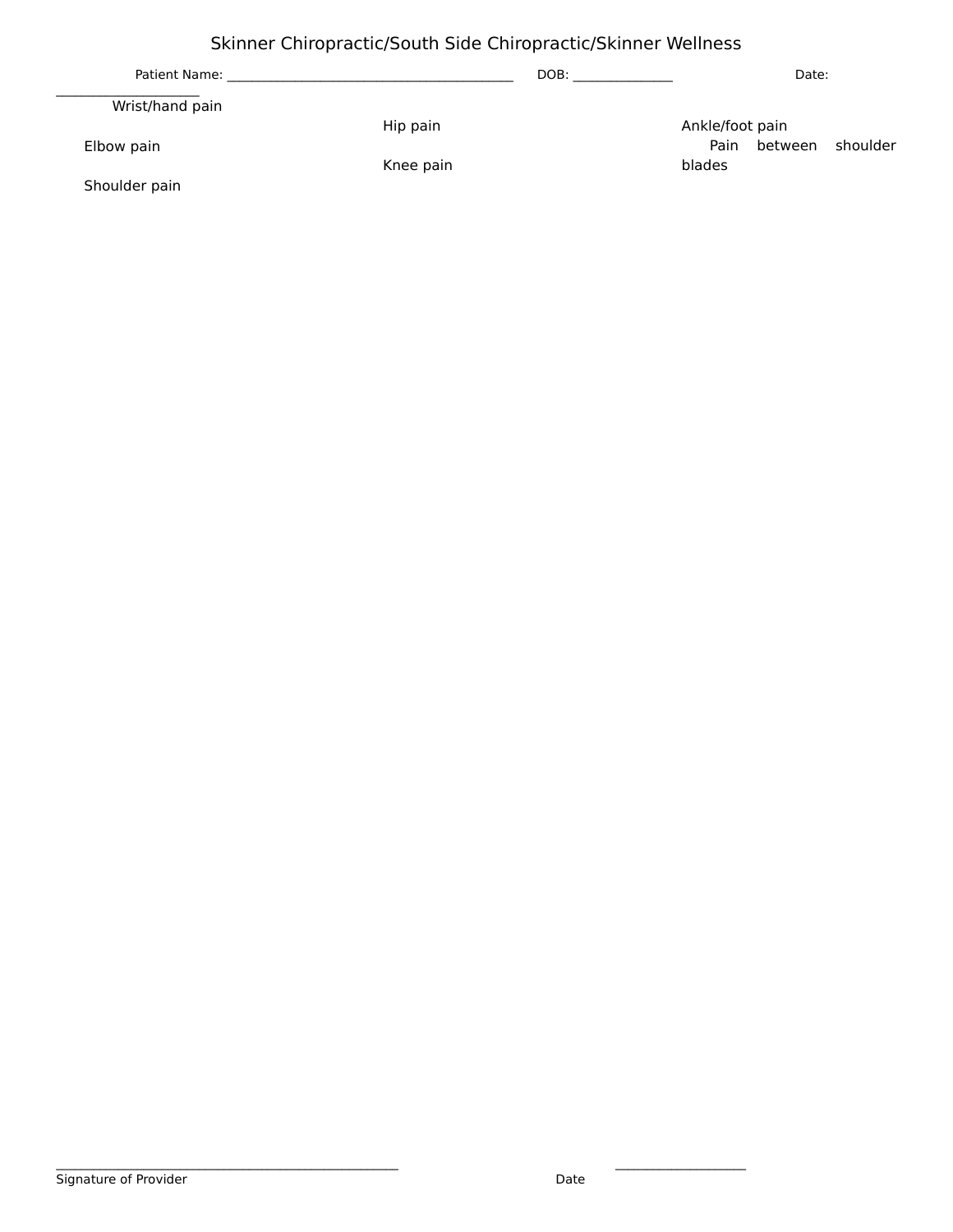# Skinner Chiropractic/South Side Chiropractic/Skinner Wellness

Patient Name: ___________________________________________ DOB: _______________ Date: _____________________

Wrist/hand pain

Elbow pain

Shoulder pain

Hip pain

Knee pain

Ankle/foot pain

Pain between shoulder blades

___________________________________________________ ___________________

Signature of Provider Date